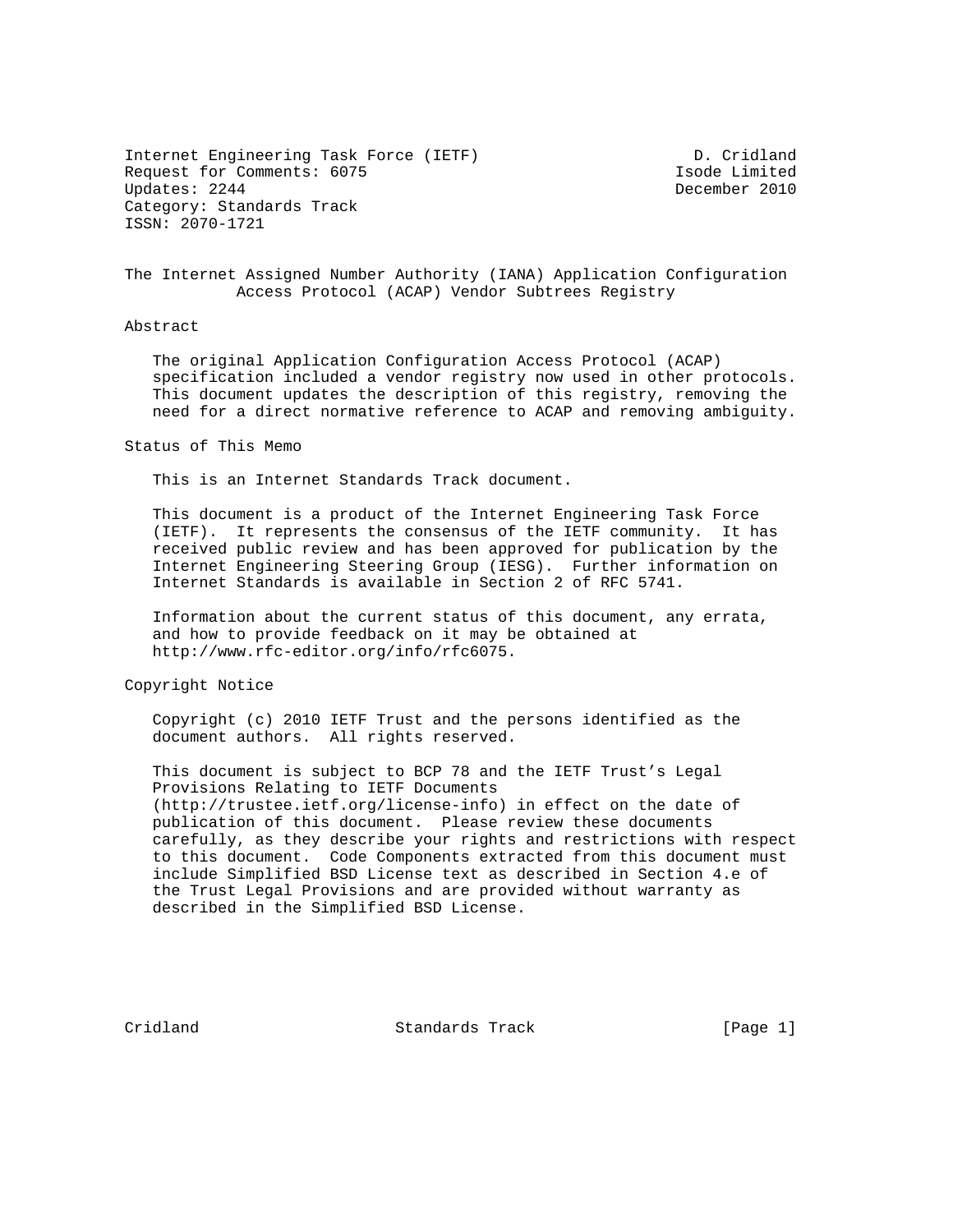Internet Engineering Task Force (IETF)                       D. Cridland
Request for Comments: 6075                                Isode Limited
Updates: 2244                                             December 2010
Category: Standards Track
ISSN: 2070-1721

# The Internet Assigned Number Authority (IANA) Application Configuration Access Protocol (ACAP) Vendor Subtrees Registry

## Abstract

The original Application Configuration Access Protocol (ACAP) specification included a vendor registry now used in other protocols. This document updates the description of this registry, removing the need for a direct normative reference to ACAP and removing ambiguity.

## Status of This Memo

This is an Internet Standards Track document.

This document is a product of the Internet Engineering Task Force (IETF). It represents the consensus of the IETF community. It has received public review and has been approved for publication by the Internet Engineering Steering Group (IESG). Further information on Internet Standards is available in Section 2 of RFC 5741.

Information about the current status of this document, any errata, and how to provide feedback on it may be obtained at http://www.rfc-editor.org/info/rfc6075.

## Copyright Notice

Copyright (c) 2010 IETF Trust and the persons identified as the document authors. All rights reserved.

This document is subject to BCP 78 and the IETF Trust's Legal Provisions Relating to IETF Documents (http://trustee.ietf.org/license-info) in effect on the date of publication of this document. Please review these documents carefully, as they describe your rights and restrictions with respect to this document. Code Components extracted from this document must include Simplified BSD License text as described in Section 4.e of the Trust Legal Provisions and are provided without warranty as described in the Simplified BSD License.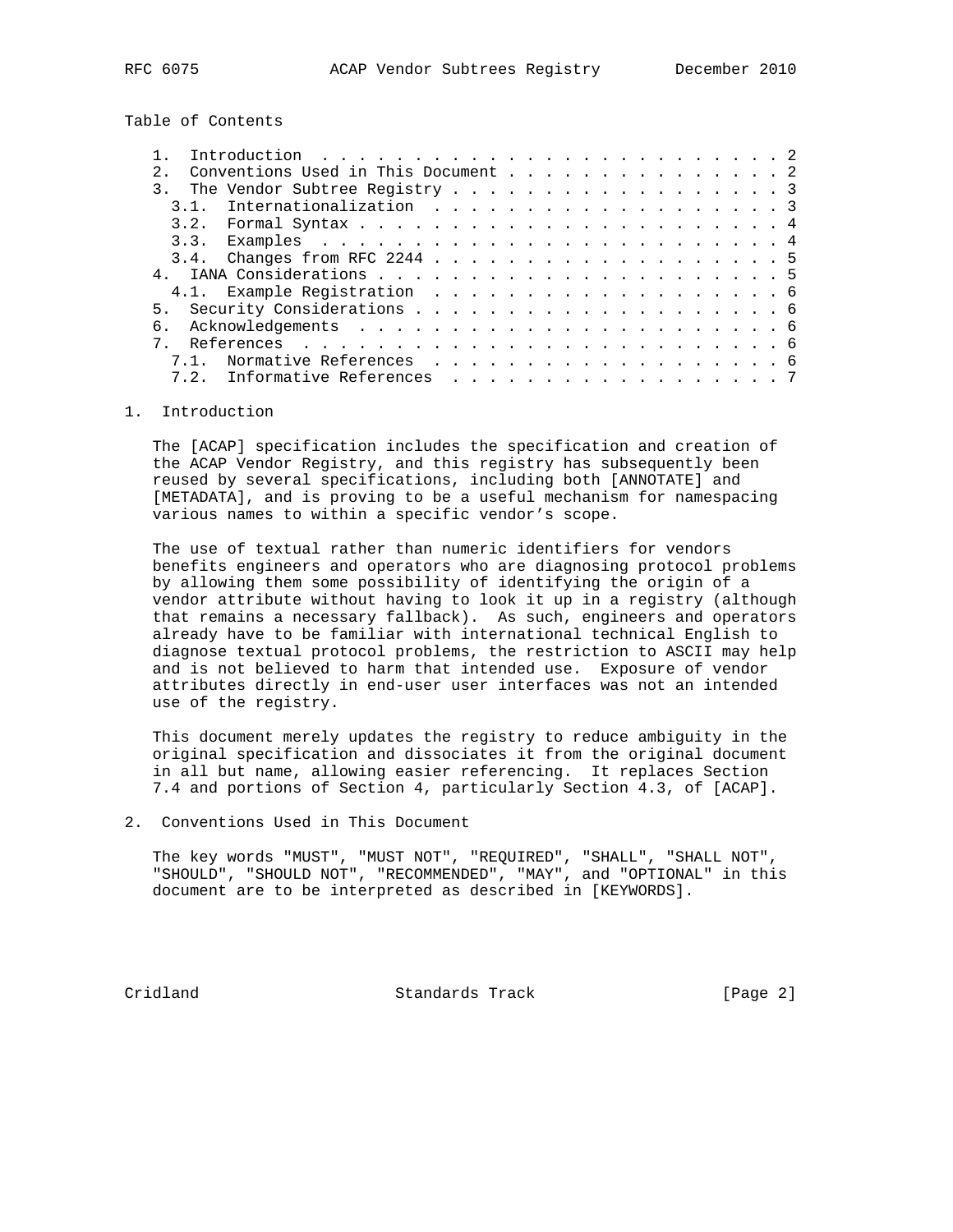Table of Contents

1. Introduction . . . . . . . . . . . . . . . . . . . . . . . . . 2
2. Conventions Used in This Document . . . . . . . . . . . . . . . 2
3. The Vendor Subtree Registry . . . . . . . . . . . . . . . . . . 3
   3.1. Internationalization . . . . . . . . . . . . . . . . . . . 3
   3.2. Formal Syntax . . . . . . . . . . . . . . . . . . . . . . 4
   3.3. Examples . . . . . . . . . . . . . . . . . . . . . . . . . 4
   3.4. Changes from RFC 2244 . . . . . . . . . . . . . . . . . . 5
4. IANA Considerations . . . . . . . . . . . . . . . . . . . . . . 5
   4.1. Example Registration . . . . . . . . . . . . . . . . . . . 6
5. Security Considerations . . . . . . . . . . . . . . . . . . . . 6
6. Acknowledgements . . . . . . . . . . . . . . . . . . . . . . . 6
7. References . . . . . . . . . . . . . . . . . . . . . . . . . . 6
   7.1. Normative References . . . . . . . . . . . . . . . . . . . 6
   7.2. Informative References . . . . . . . . . . . . . . . . . . 7

## 1. Introduction

The [ACAP] specification includes the specification and creation of the ACAP Vendor Registry, and this registry has subsequently been reused by several specifications, including both [ANNOTATE] and [METADATA], and is proving to be a useful mechanism for namespacing various names to within a specific vendor's scope.

The use of textual rather than numeric identifiers for vendors benefits engineers and operators who are diagnosing protocol problems by allowing them some possibility of identifying the origin of a vendor attribute without having to look it up in a registry (although that remains a necessary fallback). As such, engineers and operators already have to be familiar with international technical English to diagnose textual protocol problems, the restriction to ASCII may help and is not believed to harm that intended use. Exposure of vendor attributes directly in end-user user interfaces was not an intended use of the registry.

This document merely updates the registry to reduce ambiguity in the original specification and dissociates it from the original document in all but name, allowing easier referencing. It replaces Section 7.4 and portions of Section 4, particularly Section 4.3, of [ACAP].

## 2. Conventions Used in This Document

The key words "MUST", "MUST NOT", "REQUIRED", "SHALL", "SHALL NOT", "SHOULD", "SHOULD NOT", "RECOMMENDED", "MAY", and "OPTIONAL" in this document are to be interpreted as described in [KEYWORDS].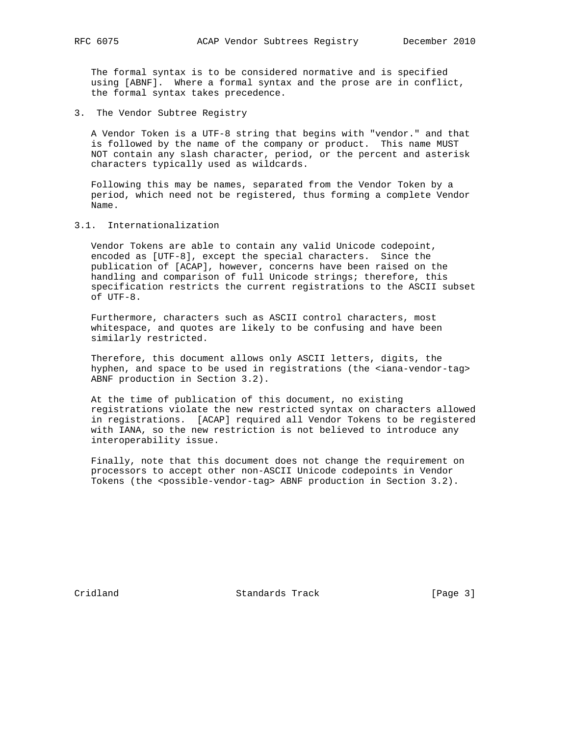The formal syntax is to be considered normative and is specified using [ABNF]. Where a formal syntax and the prose are in conflict, the formal syntax takes precedence.

## 3. The Vendor Subtree Registry

A Vendor Token is a UTF-8 string that begins with "vendor." and that is followed by the name of the company or product. This name MUST NOT contain any slash character, period, or the percent and asterisk characters typically used as wildcards.

Following this may be names, separated from the Vendor Token by a period, which need not be registered, thus forming a complete Vendor Name.

### 3.1. Internationalization

Vendor Tokens are able to contain any valid Unicode codepoint, encoded as [UTF-8], except the special characters. Since the publication of [ACAP], however, concerns have been raised on the handling and comparison of full Unicode strings; therefore, this specification restricts the current registrations to the ASCII subset of UTF-8.

Furthermore, characters such as ASCII control characters, most whitespace, and quotes are likely to be confusing and have been similarly restricted.

Therefore, this document allows only ASCII letters, digits, the hyphen, and space to be used in registrations (the <iana-vendor-tag> ABNF production in Section 3.2).

At the time of publication of this document, no existing registrations violate the new restricted syntax on characters allowed in registrations. [ACAP] required all Vendor Tokens to be registered with IANA, so the new restriction is not believed to introduce any interoperability issue.

Finally, note that this document does not change the requirement on processors to accept other non-ASCII Unicode codepoints in Vendor Tokens (the <possible-vendor-tag> ABNF production in Section 3.2).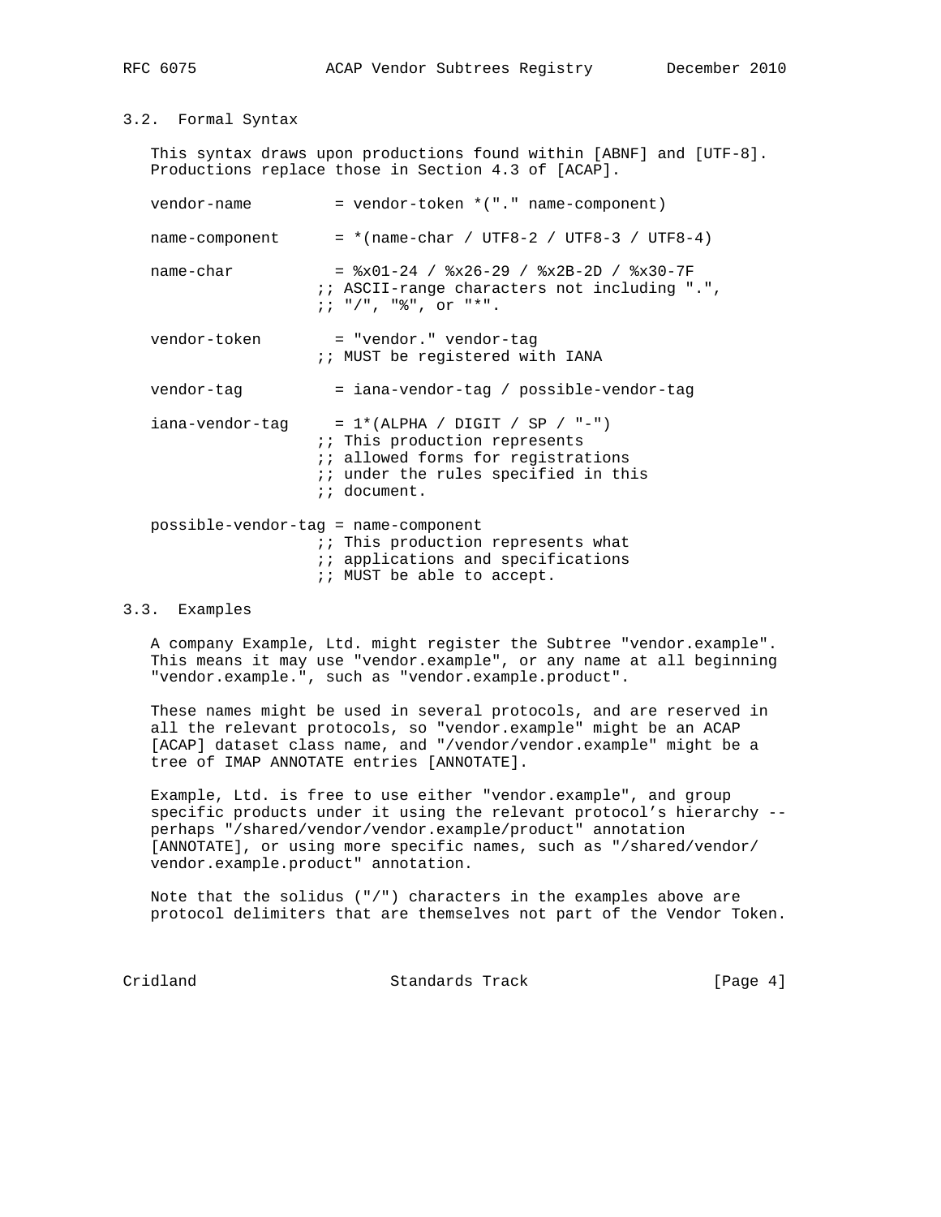### 3.2. Formal Syntax

This syntax draws upon productions found within [ABNF] and [UTF-8]. Productions replace those in Section 4.3 of [ACAP].

```
vendor-name         = vendor-token *("." name-component)

name-component      = *(name-char / UTF8-2 / UTF8-3 / UTF8-4)

name-char           = %x01-24 / %x26-29 / %x2B-2D / %x30-7F
                   ;; ASCII-range characters not including ".",
                   ;; "/", "%", or "*".

vendor-token        = "vendor." vendor-tag
                   ;; MUST be registered with IANA

vendor-tag          = iana-vendor-tag / possible-vendor-tag

iana-vendor-tag     = 1*(ALPHA / DIGIT / SP / "-")
                   ;; This production represents
                   ;; allowed forms for registrations
                   ;; under the rules specified in this
                   ;; document.

possible-vendor-tag = name-component
                   ;; This production represents what
                   ;; applications and specifications
                   ;; MUST be able to accept.
```

### 3.3. Examples

A company Example, Ltd. might register the Subtree "vendor.example". This means it may use "vendor.example", or any name at all beginning "vendor.example.", such as "vendor.example.product".

These names might be used in several protocols, and are reserved in all the relevant protocols, so "vendor.example" might be an ACAP [ACAP] dataset class name, and "/vendor/vendor.example" might be a tree of IMAP ANNOTATE entries [ANNOTATE].

Example, Ltd. is free to use either "vendor.example", and group specific products under it using the relevant protocol's hierarchy -- perhaps "/shared/vendor/vendor.example/product" annotation [ANNOTATE], or using more specific names, such as "/shared/vendor/vendor.example.product" annotation.

Note that the solidus ("/") characters in the examples above are protocol delimiters that are themselves not part of the Vendor Token.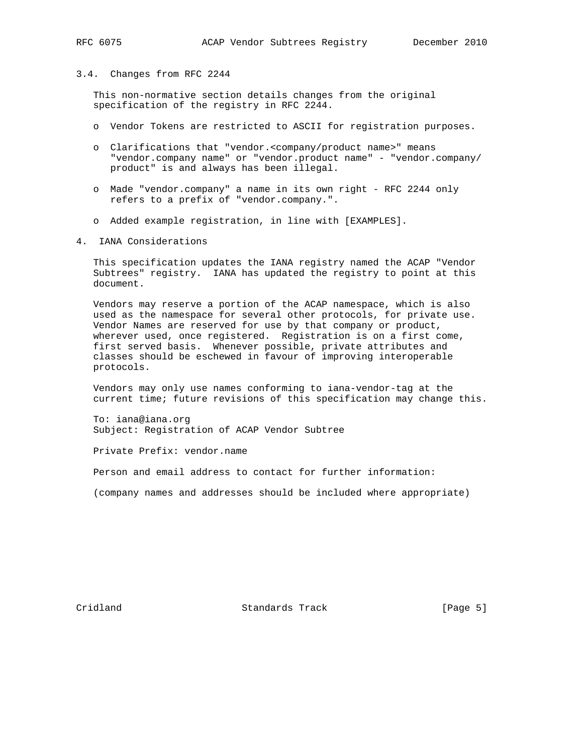### 3.4. Changes from RFC 2244

This non-normative section details changes from the original specification of the registry in RFC 2244.

- Vendor Tokens are restricted to ASCII for registration purposes.
- Clarifications that "vendor.<company/product name>" means "vendor.company name" or "vendor.product name" - "vendor.company/product" is and always has been illegal.
- Made "vendor.company" a name in its own right - RFC 2244 only refers to a prefix of "vendor.company.".
- Added example registration, in line with [EXAMPLES].

## 4. IANA Considerations

This specification updates the IANA registry named the ACAP "Vendor Subtrees" registry. IANA has updated the registry to point at this document.

Vendors may reserve a portion of the ACAP namespace, which is also used as the namespace for several other protocols, for private use. Vendor Names are reserved for use by that company or product, wherever used, once registered. Registration is on a first come, first served basis. Whenever possible, private attributes and classes should be eschewed in favour of improving interoperable protocols.

Vendors may only use names conforming to iana-vendor-tag at the current time; future revisions of this specification may change this.

```
To: iana@iana.org
Subject: Registration of ACAP Vendor Subtree

Private Prefix: vendor.name

Person and email address to contact for further information:

(company names and addresses should be included where appropriate)
```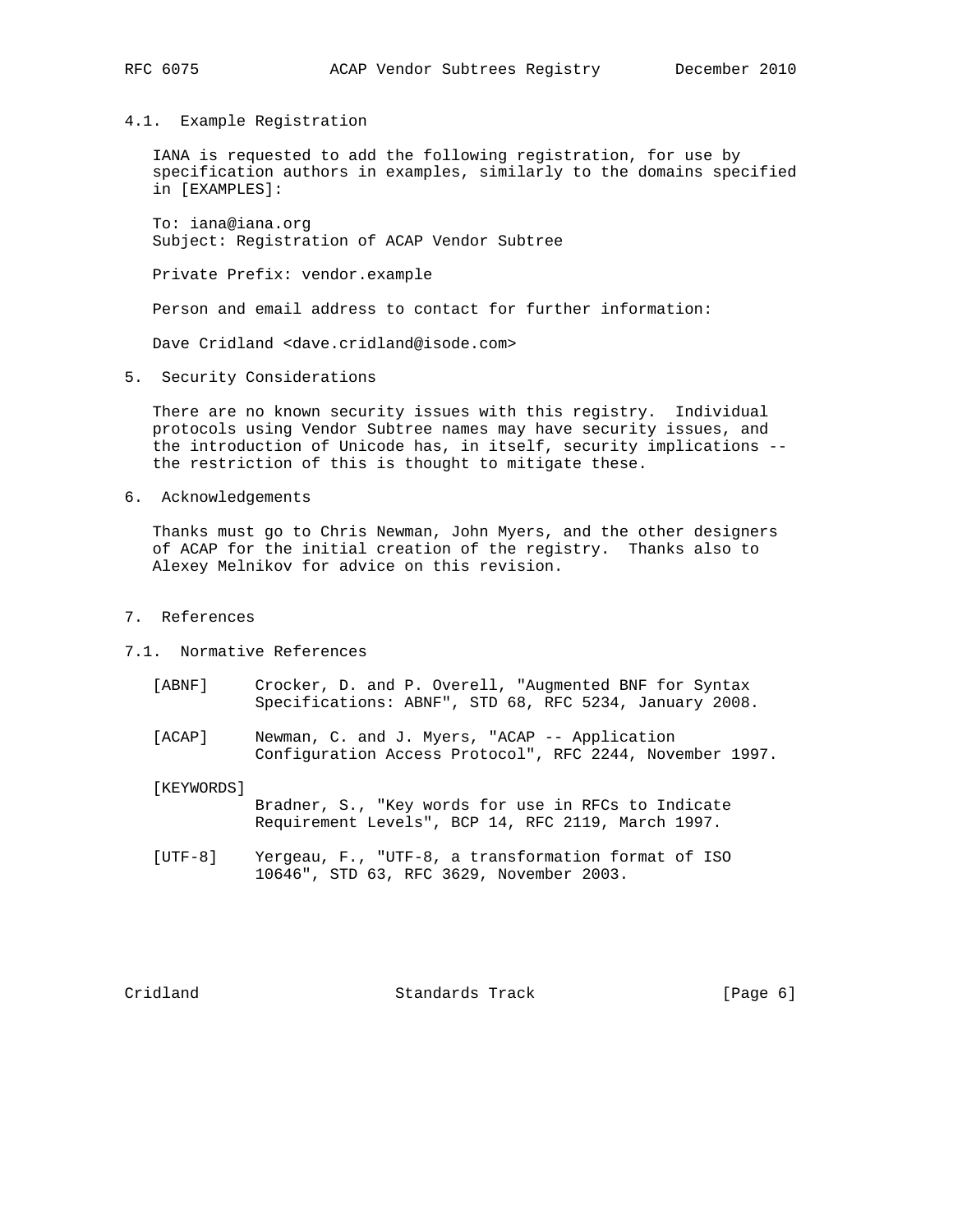### 4.1. Example Registration

IANA is requested to add the following registration, for use by specification authors in examples, similarly to the domains specified in [EXAMPLES]:

```
To: iana@iana.org
Subject: Registration of ACAP Vendor Subtree

Private Prefix: vendor.example

Person and email address to contact for further information:

Dave Cridland <dave.cridland@isode.com>
```

## 5. Security Considerations

There are no known security issues with this registry. Individual protocols using Vendor Subtree names may have security issues, and the introduction of Unicode has, in itself, security implications -- the restriction of this is thought to mitigate these.

## 6. Acknowledgements

Thanks must go to Chris Newman, John Myers, and the other designers of ACAP for the initial creation of the registry. Thanks also to Alexey Melnikov for advice on this revision.

## 7. References

### 7.1. Normative References

[ABNF] Crocker, D. and P. Overell, "Augmented BNF for Syntax Specifications: ABNF", STD 68, RFC 5234, January 2008.

[ACAP] Newman, C. and J. Myers, "ACAP -- Application Configuration Access Protocol", RFC 2244, November 1997.

[KEYWORDS] Bradner, S., "Key words for use in RFCs to Indicate Requirement Levels", BCP 14, RFC 2119, March 1997.

[UTF-8] Yergeau, F., "UTF-8, a transformation format of ISO 10646", STD 63, RFC 3629, November 2003.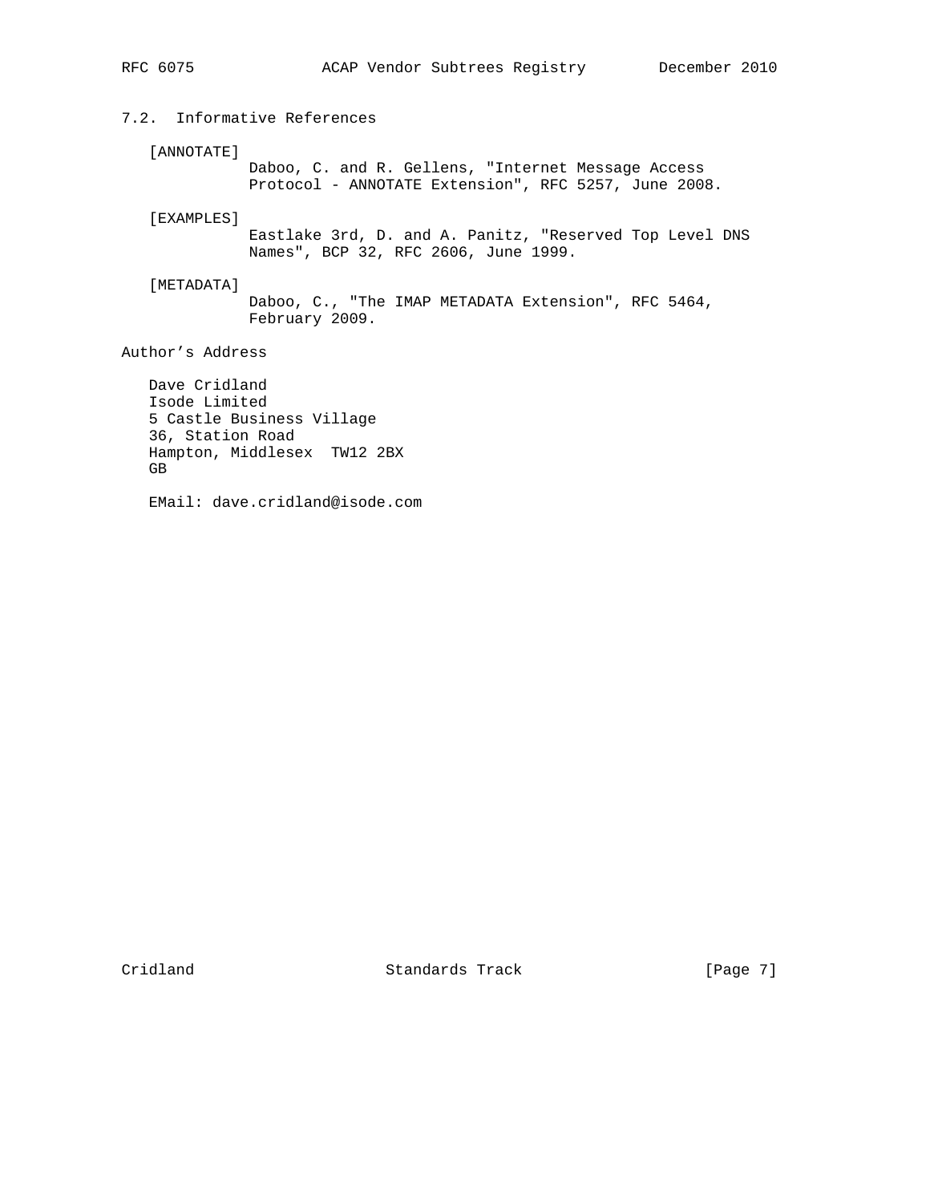### 7.2. Informative References

[ANNOTATE]
Daboo, C. and R. Gellens, "Internet Message Access Protocol - ANNOTATE Extension", RFC 5257, June 2008.

[EXAMPLES]
Eastlake 3rd, D. and A. Panitz, "Reserved Top Level DNS Names", BCP 32, RFC 2606, June 1999.

[METADATA]
Daboo, C., "The IMAP METADATA Extension", RFC 5464, February 2009.

## Author's Address

Dave Cridland
Isode Limited
5 Castle Business Village
36, Station Road
Hampton, Middlesex TW12 2BX
GB

EMail: dave.cridland@isode.com